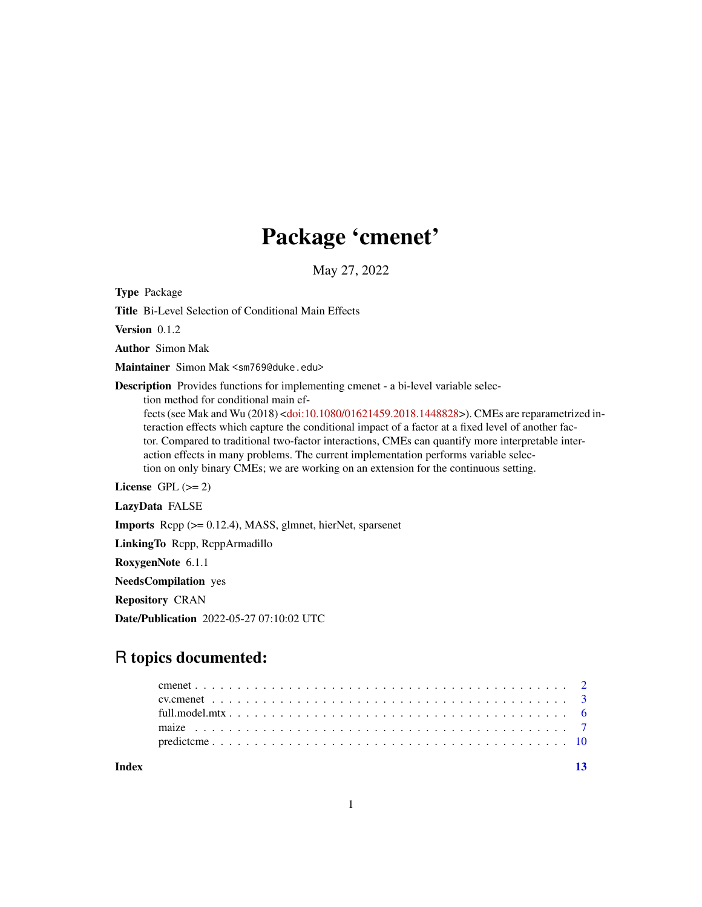# Package 'cmenet'

May 27, 2022

**Type** Package

**Title** Bi-Level Selection of Conditional Main Effects

**Version** 0.1.2

**Author** Simon Mak

**Maintainer** Simon Mak <sm769@duke.edu>

**Description** Provides functions for implementing cmenet - a bi-level variable selection method for conditional main effects (see Mak and Wu (2018) <doi:10.1080/01621459.2018.1448828>). CMEs are reparametrized interaction effects which capture the conditional impact of a factor at a fixed level of another factor. Compared to traditional two-factor interactions, CMEs can quantify more interpretable interaction effects in many problems. The current implementation performs variable selection on only binary CMEs; we are working on an extension for the continuous setting.

**License** GPL (>= 2)

**LazyData** FALSE

**Imports** Rcpp (>= 0.12.4), MASS, glmnet, hierNet, sparsenet

**LinkingTo** Rcpp, RcppArmadillo

**RoxygenNote** 6.1.1

**NeedsCompilation** yes

**Repository** CRAN

**Date/Publication** 2022-05-27 07:10:02 UTC

## R topics documented:

| | |
|---|---|
| cmenet | 2 |
| cv.cmenet | 3 |
| full.model.mtx | 6 |
| maize | 7 |
| predictcme | 10 |
| **Index** | **13** |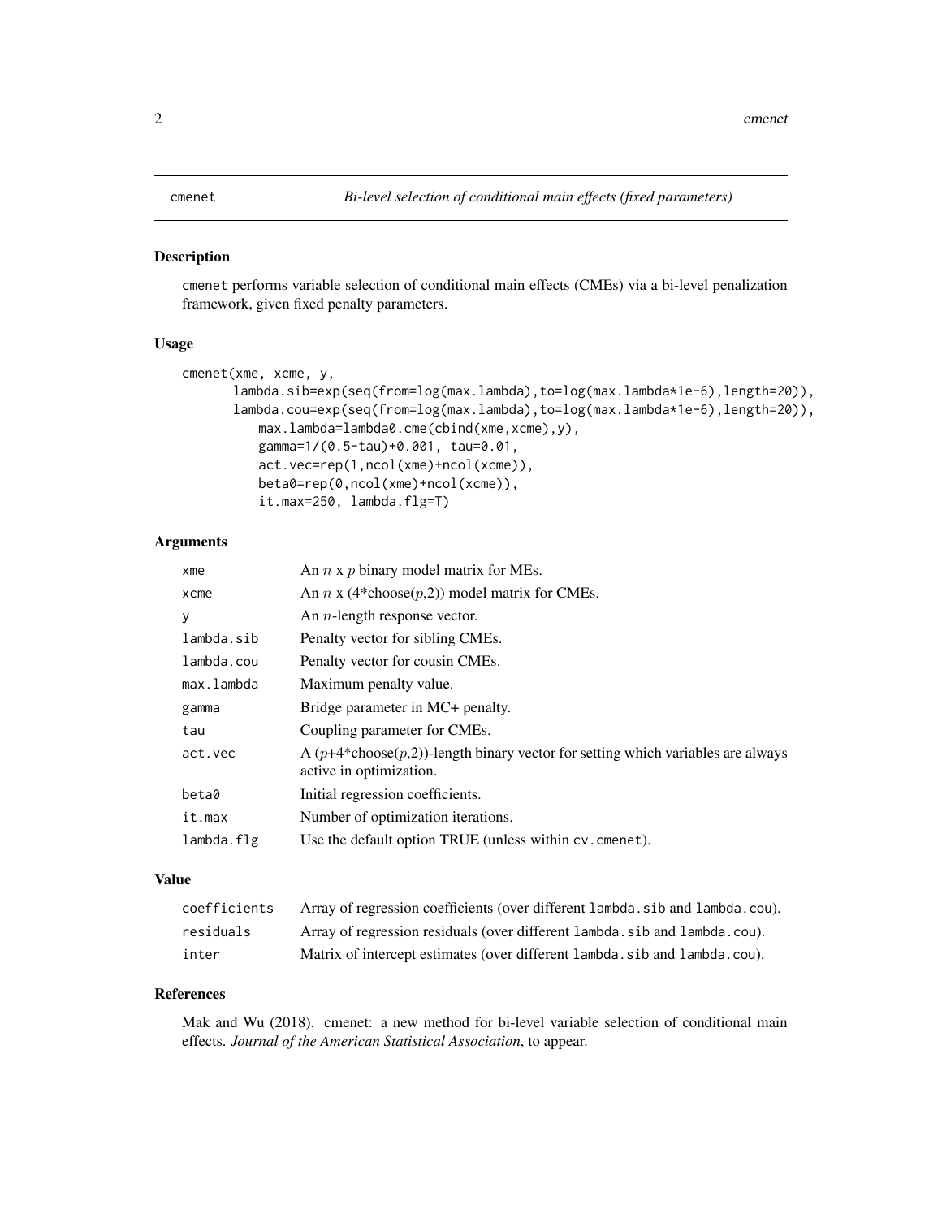cmenet *Bi-level selection of conditional main effects (fixed parameters)*

## Description

cmenet performs variable selection of conditional main effects (CMEs) via a bi-level penalization framework, given fixed penalty parameters.

## Usage

```
cmenet(xme, xcme, y,
      lambda.sib=exp(seq(from=log(max.lambda),to=log(max.lambda*1e-6),length=20)),
      lambda.cou=exp(seq(from=log(max.lambda),to=log(max.lambda*1e-6),length=20)),
          max.lambda=lambda0.cme(cbind(xme,xcme),y),
          gamma=1/(0.5-tau)+0.001, tau=0.01,
          act.vec=rep(1,ncol(xme)+ncol(xcme)),
          beta0=rep(0,ncol(xme)+ncol(xcme)),
          it.max=250, lambda.flg=T)
```

## Arguments

| | |
|---|---|
| xme | An $n$ x $p$ binary model matrix for MEs. |
| xcme | An $n$ x (4*choose($p$,2)) model matrix for CMEs. |
| y | An $n$-length response vector. |
| lambda.sib | Penalty vector for sibling CMEs. |
| lambda.cou | Penalty vector for cousin CMEs. |
| max.lambda | Maximum penalty value. |
| gamma | Bridge parameter in MC+ penalty. |
| tau | Coupling parameter for CMEs. |
| act.vec | A ($p$+4*choose($p$,2))-length binary vector for setting which variables are always active in optimization. |
| beta0 | Initial regression coefficients. |
| it.max | Number of optimization iterations. |
| lambda.flg | Use the default option TRUE (unless within cv.cmenet). |

## Value

| | |
|---|---|
| coefficients | Array of regression coefficients (over different lambda.sib and lambda.cou). |
| residuals | Array of regression residuals (over different lambda.sib and lambda.cou). |
| inter | Matrix of intercept estimates (over different lambda.sib and lambda.cou). |

## References

Mak and Wu (2018). cmenet: a new method for bi-level variable selection of conditional main effects. *Journal of the American Statistical Association*, to appear.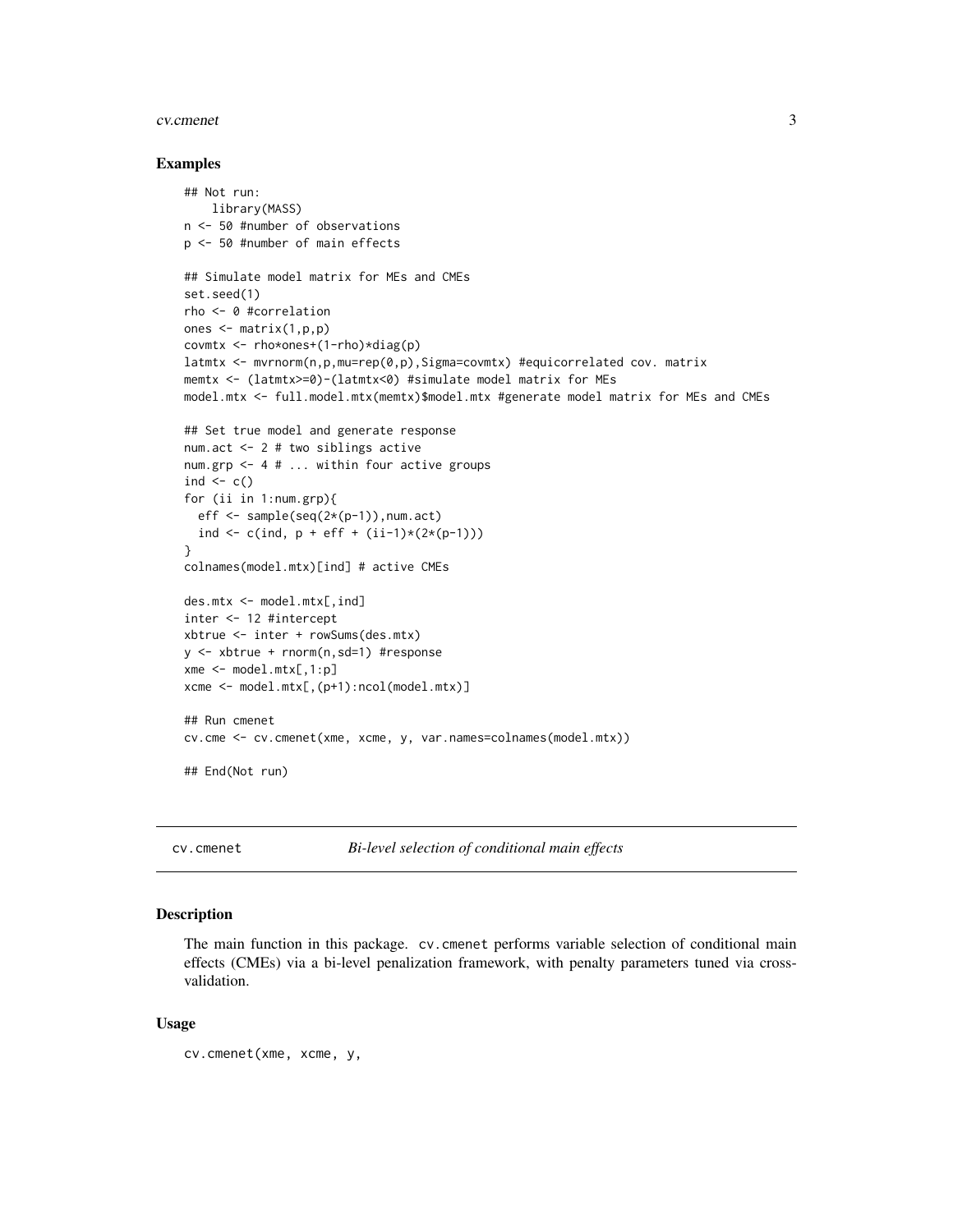### Examples

```
## Not run:
    library(MASS)
n <- 50 #number of observations
p <- 50 #number of main effects

## Simulate model matrix for MEs and CMEs
set.seed(1)
rho <- 0 #correlation
ones <- matrix(1,p,p)
covmtx <- rho*ones+(1-rho)*diag(p)
latmtx <- mvrnorm(n,p,mu=rep(0,p),Sigma=covmtx) #equicorrelated cov. matrix
memtx <- (latmtx>=0)-(latmtx<0) #simulate model matrix for MEs
model.mtx <- full.model.mtx(memtx)$model.mtx #generate model matrix for MEs and CMEs

## Set true model and generate response
num.act <- 2 # two siblings active
num.grp <- 4 # ... within four active groups
ind <- c()
for (ii in 1:num.grp){
  eff <- sample(seq(2*(p-1)),num.act)
  ind <- c(ind, p + eff + (ii-1)*(2*(p-1)))
}
colnames(model.mtx)[ind] # active CMEs

des.mtx <- model.mtx[,ind]
inter <- 12 #intercept
xbtrue <- inter + rowSums(des.mtx)
y <- xbtrue + rnorm(n,sd=1) #response
xme <- model.mtx[,1:p]
xcme <- model.mtx[,(p+1):ncol(model.mtx)]

## Run cmenet
cv.cme <- cv.cmenet(xme, xcme, y, var.names=colnames(model.mtx))

## End(Not run)
```

---

cv.cmenet *Bi-level selection of conditional main effects*

---

### Description

The main function in this package. cv.cmenet performs variable selection of conditional main effects (CMEs) via a bi-level penalization framework, with penalty parameters tuned via cross-validation.

### Usage

```
cv.cmenet(xme, xcme, y,
```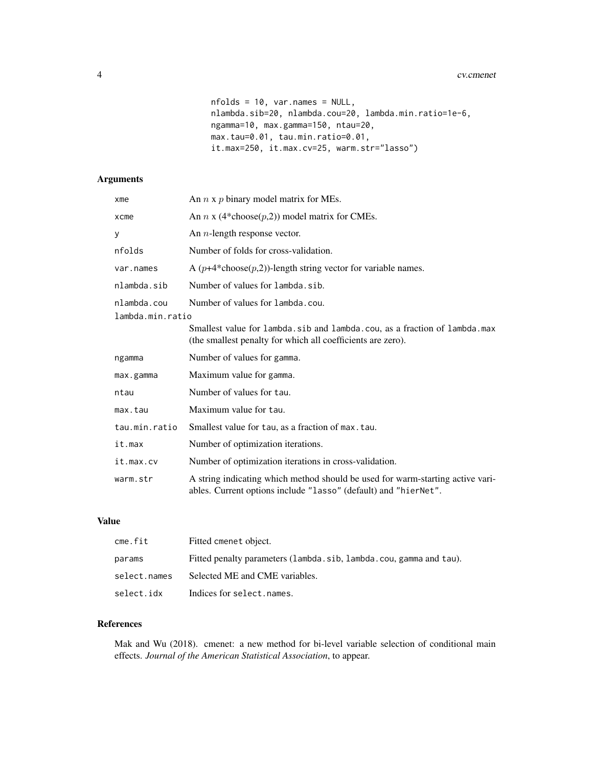```
nfolds = 10, var.names = NULL,
nlambda.sib=20, nlambda.cou=20, lambda.min.ratio=1e-6,
ngamma=10, max.gamma=150, ntau=20,
max.tau=0.01, tau.min.ratio=0.01,
it.max=250, it.max.cv=25, warm.str="lasso")
```

## Arguments

| | |
|---|---|
| xme | An $n$ x $p$ binary model matrix for MEs. |
| xcme | An $n$ x (4*choose($p$,2)) model matrix for CMEs. |
| y | An $n$-length response vector. |
| nfolds | Number of folds for cross-validation. |
| var.names | A ($p$+4*choose($p$,2))-length string vector for variable names. |
| nlambda.sib | Number of values for lambda.sib. |
| nlambda.cou | Number of values for lambda.cou. |
| lambda.min.ratio | Smallest value for lambda.sib and lambda.cou, as a fraction of lambda.max (the smallest penalty for which all coefficients are zero). |
| ngamma | Number of values for gamma. |
| max.gamma | Maximum value for gamma. |
| ntau | Number of values for tau. |
| max.tau | Maximum value for tau. |
| tau.min.ratio | Smallest value for tau, as a fraction of max.tau. |
| it.max | Number of optimization iterations. |
| it.max.cv | Number of optimization iterations in cross-validation. |
| warm.str | A string indicating which method should be used for warm-starting active variables. Current options include "lasso" (default) and "hierNet". |

## Value

| | |
|---|---|
| cme.fit | Fitted cmenet object. |
| params | Fitted penalty parameters (lambda.sib, lambda.cou, gamma and tau). |
| select.names | Selected ME and CME variables. |
| select.idx | Indices for select.names. |

## References

Mak and Wu (2018). cmenet: a new method for bi-level variable selection of conditional main effects. *Journal of the American Statistical Association*, to appear.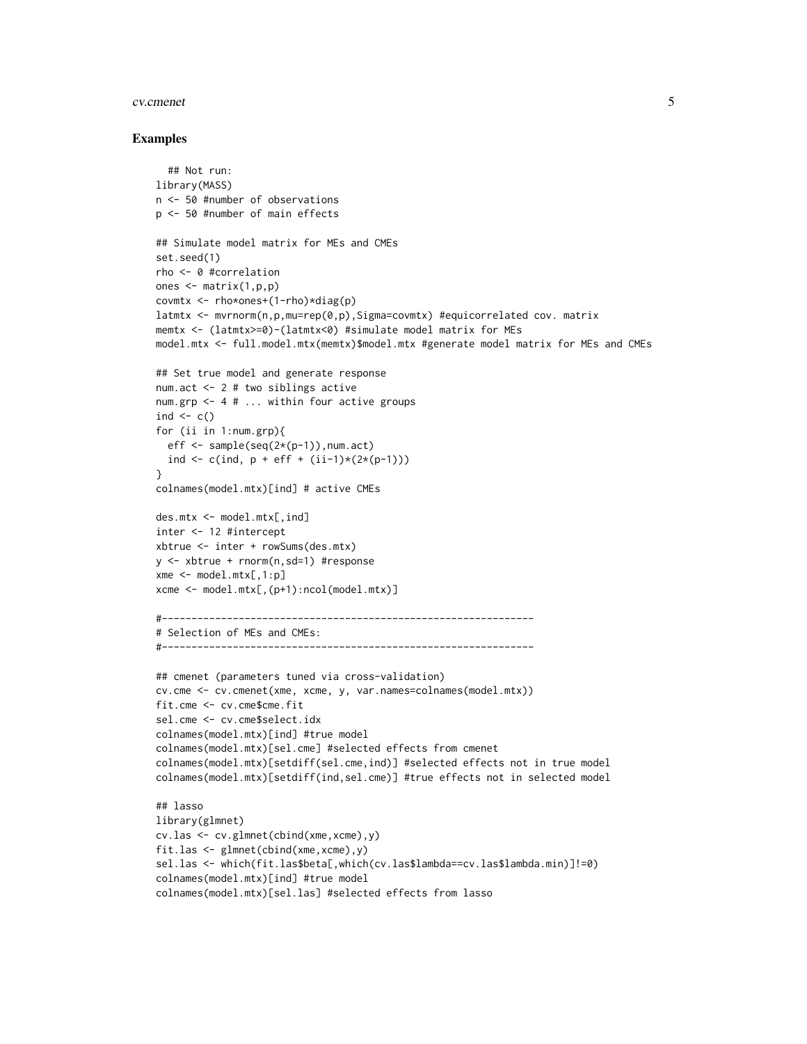## Examples

```
  ## Not run:
library(MASS)
n <- 50 #number of observations
p <- 50 #number of main effects

## Simulate model matrix for MEs and CMEs
set.seed(1)
rho <- 0 #correlation
ones <- matrix(1,p,p)
covmtx <- rho*ones+(1-rho)*diag(p)
latmtx <- mvrnorm(n,p,mu=rep(0,p),Sigma=covmtx) #equicorrelated cov. matrix
memtx <- (latmtx>=0)-(latmtx<0) #simulate model matrix for MEs
model.mtx <- full.model.mtx(memtx)$model.mtx #generate model matrix for MEs and CMEs

## Set true model and generate response
num.act <- 2 # two siblings active
num.grp <- 4 # ... within four active groups
ind <- c()
for (ii in 1:num.grp){
  eff <- sample(seq(2*(p-1)),num.act)
  ind <- c(ind, p + eff + (ii-1)*(2*(p-1)))
}
colnames(model.mtx)[ind] # active CMEs

des.mtx <- model.mtx[,ind]
inter <- 12 #intercept
xbtrue <- inter + rowSums(des.mtx)
y <- xbtrue + rnorm(n,sd=1) #response
xme <- model.mtx[,1:p]
xcme <- model.mtx[,(p+1):ncol(model.mtx)]

#---------------------------------------------------------------
# Selection of MEs and CMEs:
#---------------------------------------------------------------

## cmenet (parameters tuned via cross-validation)
cv.cme <- cv.cmenet(xme, xcme, y, var.names=colnames(model.mtx))
fit.cme <- cv.cme$cme.fit
sel.cme <- cv.cme$select.idx
colnames(model.mtx)[ind] #true model
colnames(model.mtx)[sel.cme] #selected effects from cmenet
colnames(model.mtx)[setdiff(sel.cme,ind)] #selected effects not in true model
colnames(model.mtx)[setdiff(ind,sel.cme)] #true effects not in selected model

## lasso
library(glmnet)
cv.las <- cv.glmnet(cbind(xme,xcme),y)
fit.las <- glmnet(cbind(xme,xcme),y)
sel.las <- which(fit.las$beta[,which(cv.las$lambda==cv.las$lambda.min)]!=0)
colnames(model.mtx)[ind] #true model
colnames(model.mtx)[sel.las] #selected effects from lasso
```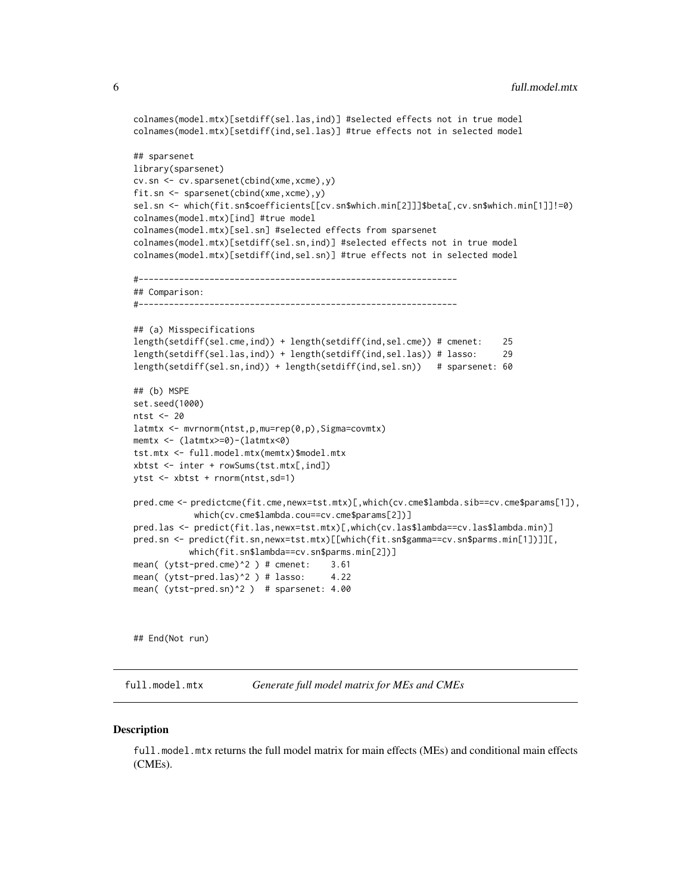```
colnames(model.mtx)[setdiff(sel.las,ind)] #selected effects not in true model
colnames(model.mtx)[setdiff(ind,sel.las)] #true effects not in selected model

## sparsenet
library(sparsenet)
cv.sn <- cv.sparsenet(cbind(xme,xcme),y)
fit.sn <- sparsenet(cbind(xme,xcme),y)
sel.sn <- which(fit.sn$coefficients[[cv.sn$which.min[2]]]$beta[,cv.sn$which.min[1]]!=0)
colnames(model.mtx)[ind] #true model
colnames(model.mtx)[sel.sn] #selected effects from sparsenet
colnames(model.mtx)[setdiff(sel.sn,ind)] #selected effects not in true model
colnames(model.mtx)[setdiff(ind,sel.sn)] #true effects not in selected model

#---------------------------------------------------------------
## Comparison:
#---------------------------------------------------------------

## (a) Misspecifications
length(setdiff(sel.cme,ind)) + length(setdiff(ind,sel.cme)) # cmenet:    25
length(setdiff(sel.las,ind)) + length(setdiff(ind,sel.las)) # lasso:     29
length(setdiff(sel.sn,ind)) + length(setdiff(ind,sel.sn))   # sparsenet: 60

## (b) MSPE
set.seed(1000)
ntst <- 20
latmtx <- mvrnorm(ntst,p,mu=rep(0,p),Sigma=covmtx)
memtx <- (latmtx>=0)-(latmtx<0)
tst.mtx <- full.model.mtx(memtx)$model.mtx
xbtst <- inter + rowSums(tst.mtx[,ind])
ytst <- xbtst + rnorm(ntst,sd=1)

pred.cme <- predictcme(fit.cme,newx=tst.mtx)[,which(cv.cme$lambda.sib==cv.cme$params[1]),
            which(cv.cme$lambda.cou==cv.cme$params[2])]
pred.las <- predict(fit.las,newx=tst.mtx)[,which(cv.las$lambda==cv.las$lambda.min)]
pred.sn <- predict(fit.sn,newx=tst.mtx)[[which(fit.sn$gamma==cv.sn$parms.min[1])]][,
           which(fit.sn$lambda==cv.sn$parms.min[2])]
mean( (ytst-pred.cme)^2 ) # cmenet:    3.61
mean( (ytst-pred.las)^2 ) # lasso:     4.22
mean( (ytst-pred.sn)^2 )  # sparsenet: 4.00



## End(Not run)
```

---

## full.model.mtx    *Generate full model matrix for MEs and CMEs*

---

### Description

`full.model.mtx` returns the full model matrix for main effects (MEs) and conditional main effects (CMEs).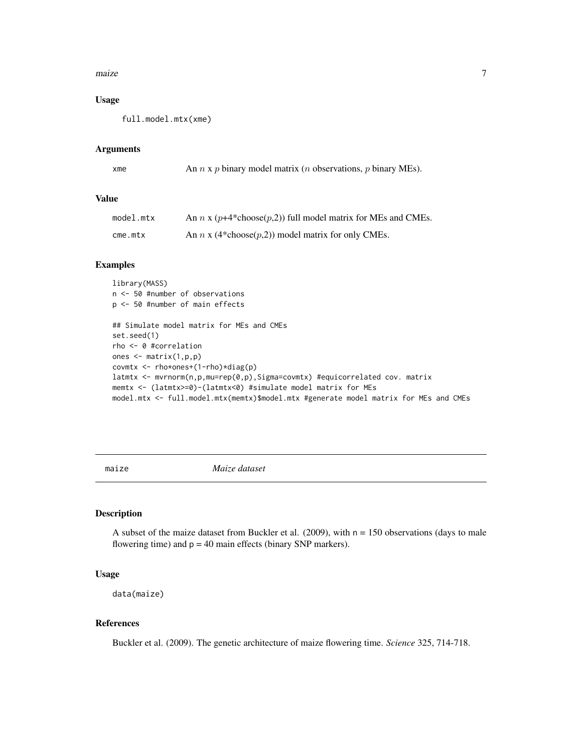### Usage

```
full.model.mtx(xme)
```

### Arguments

| | |
|---|---|
| xme | An $n$ x $p$ binary model matrix ($n$ observations, $p$ binary MEs). |

### Value

| | |
|---|---|
| model.mtx | An $n$ x ($p$+4*choose($p$,2)) full model matrix for MEs and CMEs. |
| cme.mtx | An $n$ x (4*choose($p$,2)) model matrix for only CMEs. |

### Examples

```
library(MASS)
n <- 50 #number of observations
p <- 50 #number of main effects

## Simulate model matrix for MEs and CMEs
set.seed(1)
rho <- 0 #correlation
ones <- matrix(1,p,p)
covmtx <- rho*ones+(1-rho)*diag(p)
latmtx <- mvrnorm(n,p,mu=rep(0,p),Sigma=covmtx) #equicorrelated cov. matrix
memtx <- (latmtx>=0)-(latmtx<0) #simulate model matrix for MEs
model.mtx <- full.model.mtx(memtx)$model.mtx #generate model matrix for MEs and CMEs
```

---

## maize *Maize dataset*

### Description

A subset of the maize dataset from Buckler et al. (2009), with n = 150 observations (days to male flowering time) and p = 40 main effects (binary SNP markers).

### Usage

```
data(maize)
```

### References

Buckler et al. (2009). The genetic architecture of maize flowering time. *Science* 325, 714-718.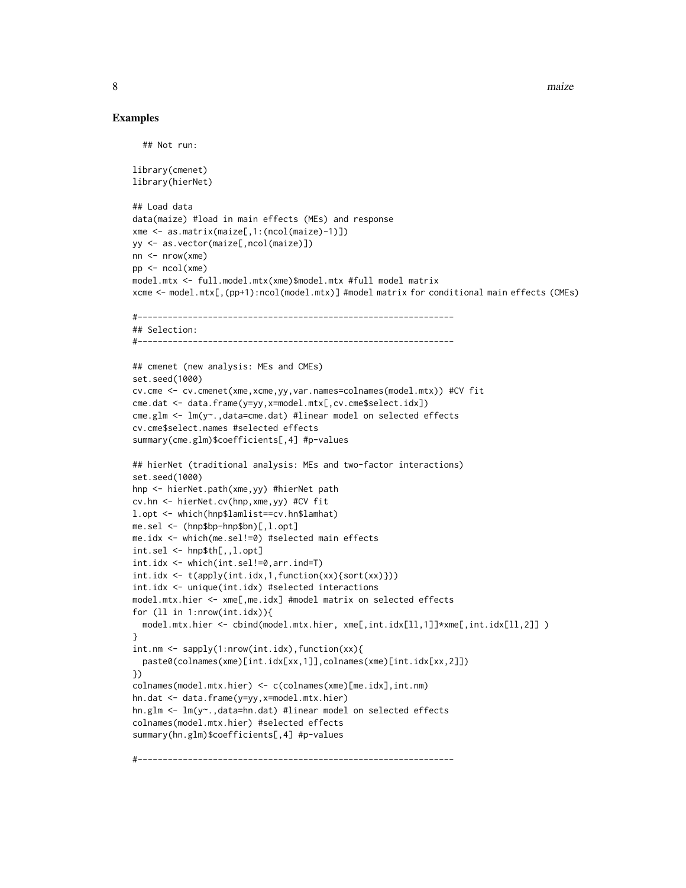## Examples

```
  ## Not run:

library(cmenet)
library(hierNet)

## Load data
data(maize) #load in main effects (MEs) and response
xme <- as.matrix(maize[,1:(ncol(maize)-1)])
yy <- as.vector(maize[,ncol(maize)])
nn <- nrow(xme)
pp <- ncol(xme)
model.mtx <- full.model.mtx(xme)$model.mtx #full model matrix
xcme <- model.mtx[,(pp+1):ncol(model.mtx)] #model matrix for conditional main effects (CMEs)

#----------------------------------------------------------------
## Selection:
#----------------------------------------------------------------

## cmenet (new analysis: MEs and CMEs)
set.seed(1000)
cv.cme <- cv.cmenet(xme,xcme,yy,var.names=colnames(model.mtx)) #CV fit
cme.dat <- data.frame(y=yy,x=model.mtx[,cv.cme$select.idx])
cme.glm <- lm(y~.,data=cme.dat) #linear model on selected effects
cv.cme$select.names #selected effects
summary(cme.glm)$coefficients[,4] #p-values

## hierNet (traditional analysis: MEs and two-factor interactions)
set.seed(1000)
hnp <- hierNet.path(xme,yy) #hierNet path
cv.hn <- hierNet.cv(hnp,xme,yy) #CV fit
l.opt <- which(hnp$lamlist==cv.hn$lamhat)
me.sel <- (hnp$bp-hnp$bn)[,l.opt]
me.idx <- which(me.sel!=0) #selected main effects
int.sel <- hnp$th[,,l.opt]
int.idx <- which(int.sel!=0,arr.ind=T)
int.idx <- t(apply(int.idx,1,function(xx){sort(xx)}))
int.idx <- unique(int.idx) #selected interactions
model.mtx.hier <- xme[,me.idx] #model matrix on selected effects
for (ll in 1:nrow(int.idx)){
  model.mtx.hier <- cbind(model.mtx.hier, xme[,int.idx[ll,1]]*xme[,int.idx[ll,2]] )
}
int.nm <- sapply(1:nrow(int.idx),function(xx){
  paste0(colnames(xme)[int.idx[xx,1]],colnames(xme)[int.idx[xx,2]])
})
colnames(model.mtx.hier) <- c(colnames(xme)[me.idx],int.nm)
hn.dat <- data.frame(y=yy,x=model.mtx.hier)
hn.glm <- lm(y~.,data=hn.dat) #linear model on selected effects
colnames(model.mtx.hier) #selected effects
summary(hn.glm)$coefficients[,4] #p-values

#----------------------------------------------------------------
```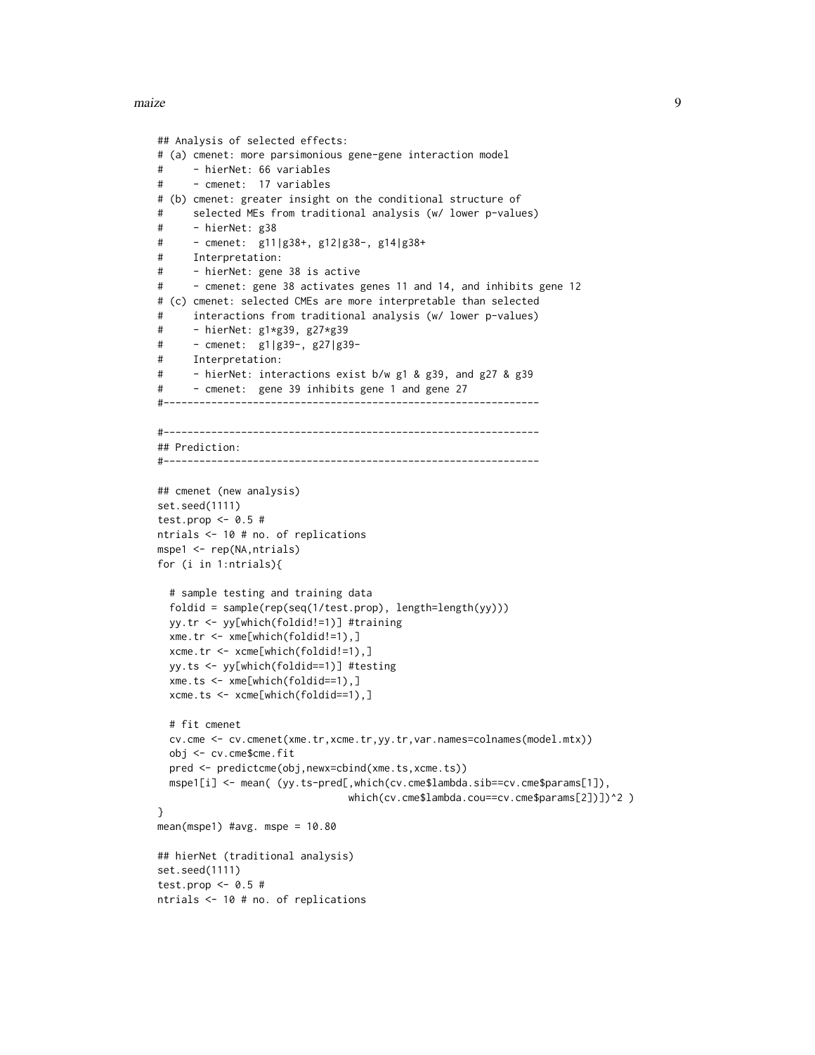```
## Analysis of selected effects:
# (a) cmenet: more parsimonious gene-gene interaction model
#     - hierNet: 66 variables
#     - cmenet:  17 variables
# (b) cmenet: greater insight on the conditional structure of
#     selected MEs from traditional analysis (w/ lower p-values)
#     - hierNet: g38
#     - cmenet:  g11|g38+, g12|g38-, g14|g38+
#     Interpretation:
#     - hierNet: gene 38 is active
#     - cmenet: gene 38 activates genes 11 and 14, and inhibits gene 12
# (c) cmenet: selected CMEs are more interpretable than selected
#     interactions from traditional analysis (w/ lower p-values)
#     - hierNet: g1*g39, g27*g39
#     - cmenet:  g1|g39-, g27|g39-
#     Interpretation:
#     - hierNet: interactions exist b/w g1 & g39, and g27 & g39
#     - cmenet:  gene 39 inhibits gene 1 and gene 27
#---------------------------------------------------------------

#---------------------------------------------------------------
## Prediction:
#---------------------------------------------------------------

## cmenet (new analysis)
set.seed(1111)
test.prop <- 0.5 #
ntrials <- 10 # no. of replications
mspe1 <- rep(NA,ntrials)
for (i in 1:ntrials){

  # sample testing and training data
  foldid = sample(rep(seq(1/test.prop), length=length(yy)))
  yy.tr <- yy[which(foldid!=1)] #training
  xme.tr <- xme[which(foldid!=1),]
  xcme.tr <- xcme[which(foldid!=1),]
  yy.ts <- yy[which(foldid==1)] #testing
  xme.ts <- xme[which(foldid==1),]
  xcme.ts <- xcme[which(foldid==1),]

  # fit cmenet
  cv.cme <- cv.cmenet(xme.tr,xcme.tr,yy.tr,var.names=colnames(model.mtx))
  obj <- cv.cme$cme.fit
  pred <- predictcme(obj,newx=cbind(xme.ts,xcme.ts))
  mspe1[i] <- mean( (yy.ts-pred[,which(cv.cme$lambda.sib==cv.cme$params[1]),
                                  which(cv.cme$lambda.cou==cv.cme$params[2])])^2 )
}
mean(mspe1) #avg. mspe = 10.80

## hierNet (traditional analysis)
set.seed(1111)
test.prop <- 0.5 #
ntrials <- 10 # no. of replications
```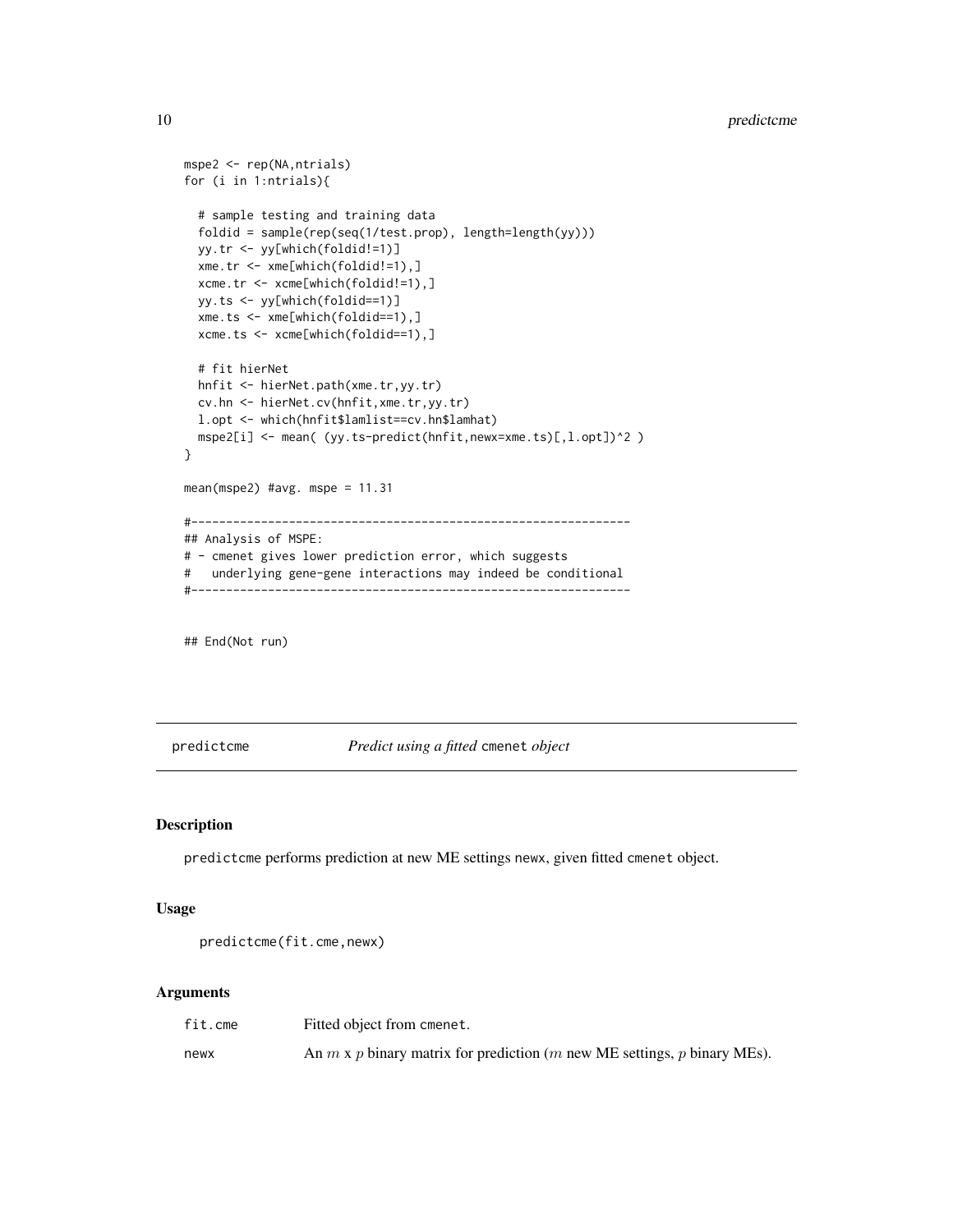```
mspe2 <- rep(NA,ntrials)
for (i in 1:ntrials){

  # sample testing and training data
  foldid = sample(rep(seq(1/test.prop), length=length(yy)))
  yy.tr <- yy[which(foldid!=1)]
  xme.tr <- xme[which(foldid!=1),]
  xcme.tr <- xcme[which(foldid!=1),]
  yy.ts <- yy[which(foldid==1)]
  xme.ts <- xme[which(foldid==1),]
  xcme.ts <- xcme[which(foldid==1),]

  # fit hierNet
  hnfit <- hierNet.path(xme.tr,yy.tr)
  cv.hn <- hierNet.cv(hnfit,xme.tr,yy.tr)
  l.opt <- which(hnfit$lamlist==cv.hn$lamhat)
  mspe2[i] <- mean( (yy.ts-predict(hnfit,newx=xme.ts)[,l.opt])^2 )
}

mean(mspe2) #avg. mspe = 11.31

#----------------------------------------------------------------
## Analysis of MSPE:
# - cmenet gives lower prediction error, which suggests
#   underlying gene-gene interactions may indeed be conditional
#----------------------------------------------------------------


## End(Not run)
```

---

## predictcme — *Predict using a fitted* `cmenet` *object*

### Description

`predictcme` performs prediction at new ME settings `newx`, given fitted `cmenet` object.

### Usage

```
predictcme(fit.cme,newx)
```

### Arguments

| | |
|---|---|
| `fit.cme` | Fitted object from `cmenet`. |
| `newx` | An $m$ x $p$ binary matrix for prediction ($m$ new ME settings, $p$ binary MEs). |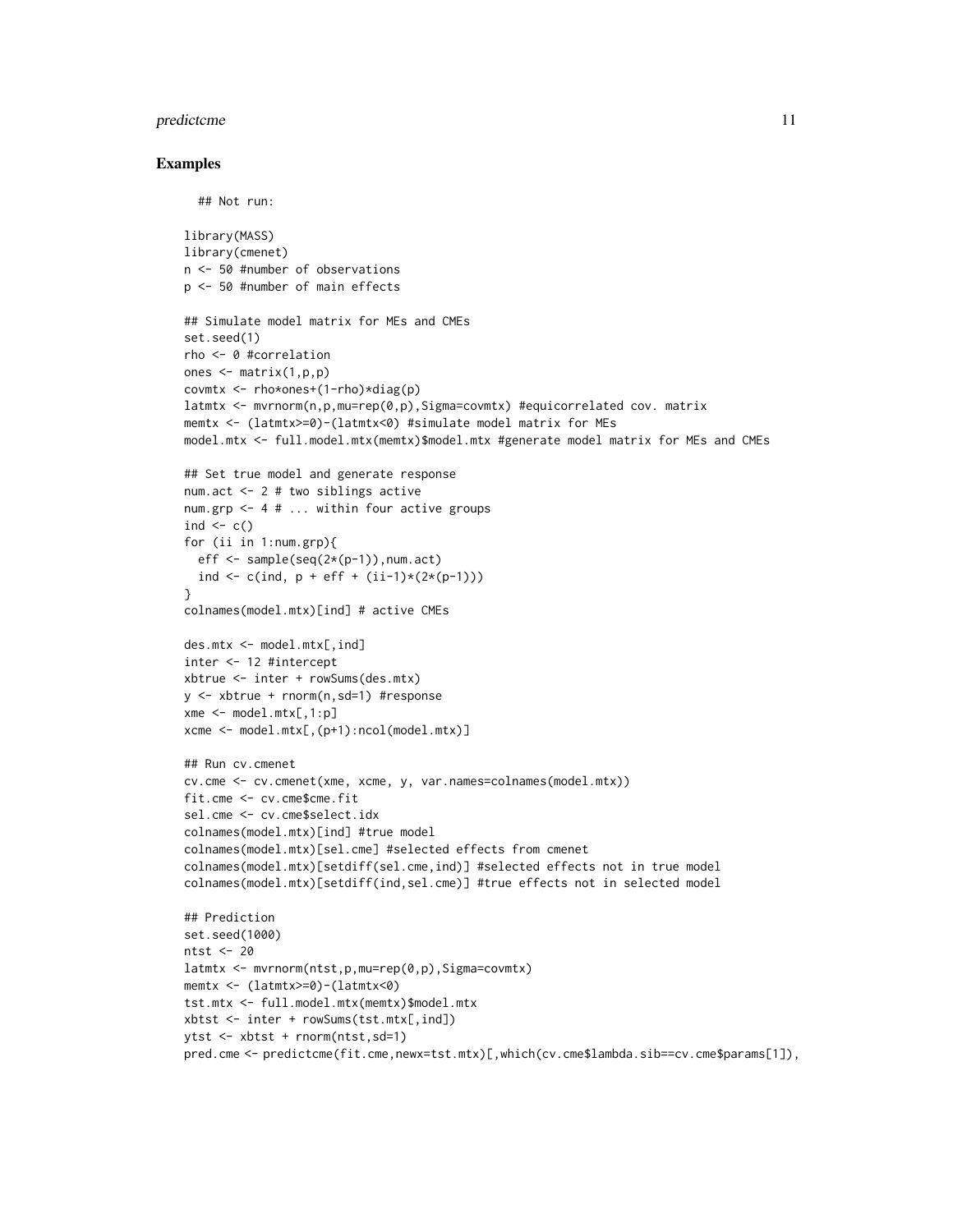## Examples

```
  ## Not run:

library(MASS)
library(cmenet)
n <- 50 #number of observations
p <- 50 #number of main effects

## Simulate model matrix for MEs and CMEs
set.seed(1)
rho <- 0 #correlation
ones <- matrix(1,p,p)
covmtx <- rho*ones+(1-rho)*diag(p)
latmtx <- mvrnorm(n,p,mu=rep(0,p),Sigma=covmtx) #equicorrelated cov. matrix
memtx <- (latmtx>=0)-(latmtx<0) #simulate model matrix for MEs
model.mtx <- full.model.mtx(memtx)$model.mtx #generate model matrix for MEs and CMEs

## Set true model and generate response
num.act <- 2 # two siblings active
num.grp <- 4 # ... within four active groups
ind <- c()
for (ii in 1:num.grp){
  eff <- sample(seq(2*(p-1)),num.act)
  ind <- c(ind, p + eff + (ii-1)*(2*(p-1)))
}
colnames(model.mtx)[ind] # active CMEs

des.mtx <- model.mtx[,ind]
inter <- 12 #intercept
xbtrue <- inter + rowSums(des.mtx)
y <- xbtrue + rnorm(n,sd=1) #response
xme <- model.mtx[,1:p]
xcme <- model.mtx[,(p+1):ncol(model.mtx)]

## Run cv.cmenet
cv.cme <- cv.cmenet(xme, xcme, y, var.names=colnames(model.mtx))
fit.cme <- cv.cme$cme.fit
sel.cme <- cv.cme$select.idx
colnames(model.mtx)[ind] #true model
colnames(model.mtx)[sel.cme] #selected effects from cmenet
colnames(model.mtx)[setdiff(sel.cme,ind)] #selected effects not in true model
colnames(model.mtx)[setdiff(ind,sel.cme)] #true effects not in selected model

## Prediction
set.seed(1000)
ntst <- 20
latmtx <- mvrnorm(ntst,p,mu=rep(0,p),Sigma=covmtx)
memtx <- (latmtx>=0)-(latmtx<0)
tst.mtx <- full.model.mtx(memtx)$model.mtx
xbtst <- inter + rowSums(tst.mtx[,ind])
ytst <- xbtst + rnorm(ntst,sd=1)
pred.cme <- predictcme(fit.cme,newx=tst.mtx)[,which(cv.cme$lambda.sib==cv.cme$params[1]),
```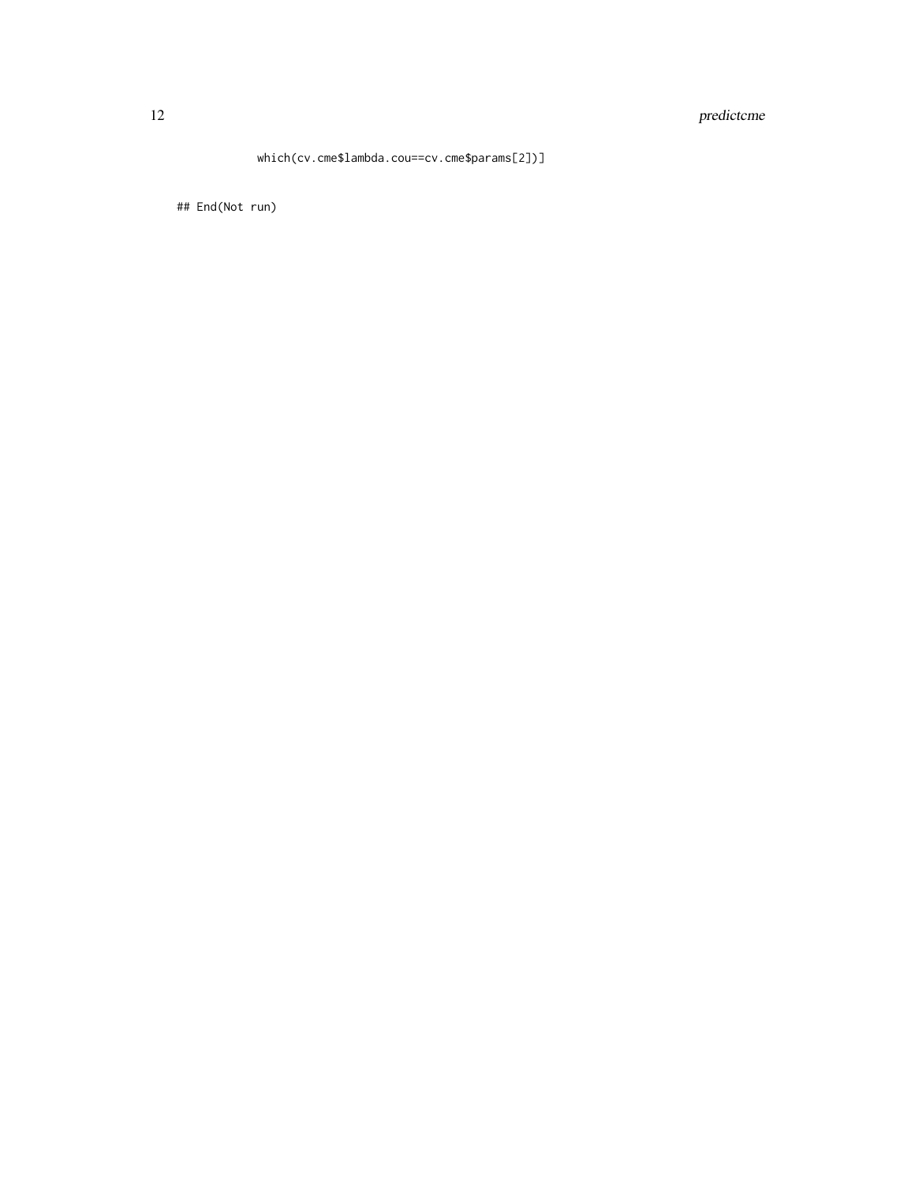```
        which(cv.cme$lambda.cou==cv.cme$params[2])]

## End(Not run)
```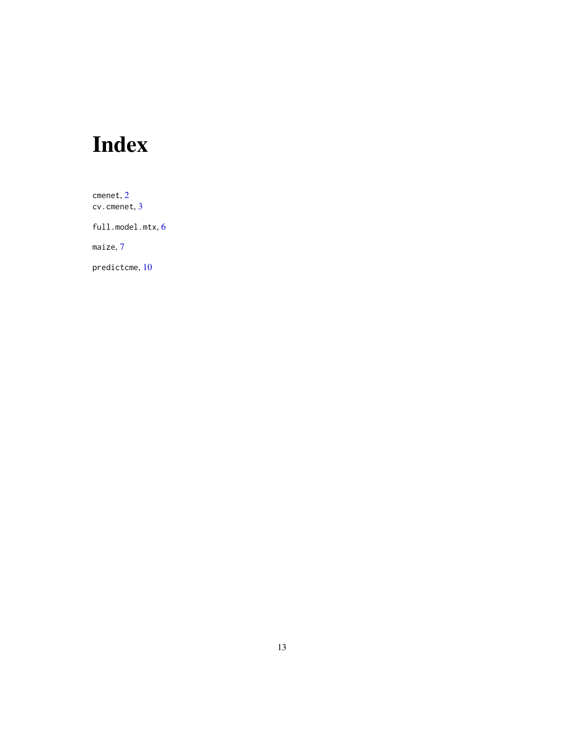# Index

cmenet, 2
cv.cmenet, 3

full.model.mtx, 6

maize, 7

predictcme, 10